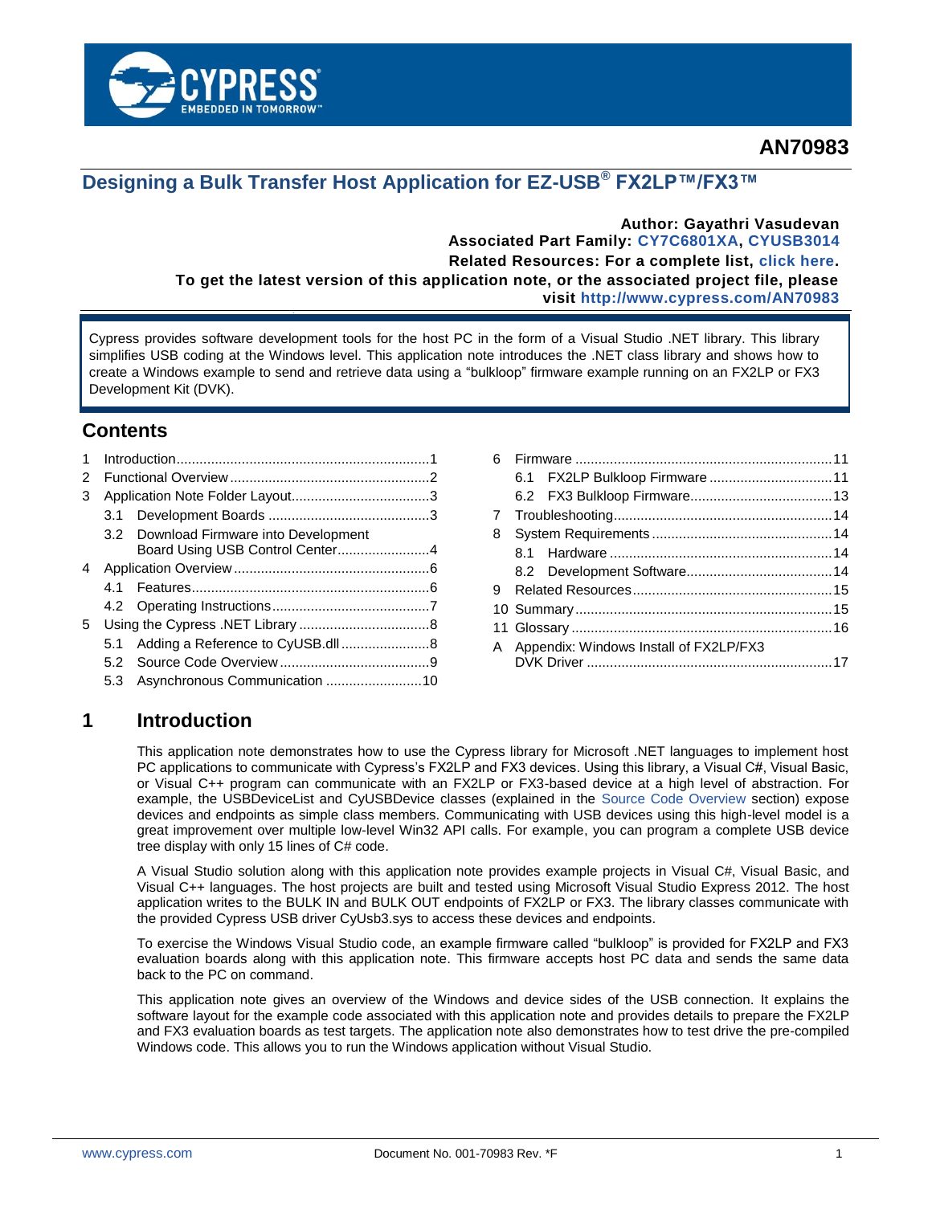AN70983

# Designing a Bulk Transfer Host Application for EZ-USB® FX2LP™/FX3™

**Author: Gayathri Vasudevan**
**Associated Part Family: CY7C6801XA, CYUSB3014**
**Related Resources: For a complete list, click here.**
**To get the latest version of this application note, or the associated project file, please visit http://www.cypress.com/AN70983**

Cypress provides software development tools for the host PC in the form of a Visual Studio .NET library. This library simplifies USB coding at the Windows level. This application note introduces the .NET class library and shows how to create a Windows example to send and retrieve data using a “bulkloop” firmware example running on an FX2LP or FX3 Development Kit (DVK).

## Contents

- 1 Introduction ... 1
- 2 Functional Overview ... 2
- 3 Application Note Folder Layout ... 3
  - 3.1 Development Boards ... 3
  - 3.2 Download Firmware into Development Board Using USB Control Center ... 4
- 4 Application Overview ... 6
  - 4.1 Features ... 6
  - 4.2 Operating Instructions ... 7
- 5 Using the Cypress .NET Library ... 8
  - 5.1 Adding a Reference to CyUSB.dll ... 8
  - 5.2 Source Code Overview ... 9
  - 5.3 Asynchronous Communication ... 10
- 6 Firmware ... 11
  - 6.1 FX2LP Bulkloop Firmware ... 11
  - 6.2 FX3 Bulkloop Firmware ... 13
- 7 Troubleshooting ... 14
- 8 System Requirements ... 14
  - 8.1 Hardware ... 14
  - 8.2 Development Software ... 14
- 9 Related Resources ... 15
- 10 Summary ... 15
- 11 Glossary ... 16
- A Appendix: Windows Install of FX2LP/FX3 DVK Driver ... 17

## 1 Introduction

This application note demonstrates how to use the Cypress library for Microsoft .NET languages to implement host PC applications to communicate with Cypress’s FX2LP and FX3 devices. Using this library, a Visual C#, Visual Basic, or Visual C++ program can communicate with an FX2LP or FX3-based device at a high level of abstraction. For example, the USBDeviceList and CyUSBDevice classes (explained in the Source Code Overview section) expose devices and endpoints as simple class members. Communicating with USB devices using this high-level model is a great improvement over multiple low-level Win32 API calls. For example, you can program a complete USB device tree display with only 15 lines of C# code.

A Visual Studio solution along with this application note provides example projects in Visual C#, Visual Basic, and Visual C++ languages. The host projects are built and tested using Microsoft Visual Studio Express 2012. The host application writes to the BULK IN and BULK OUT endpoints of FX2LP or FX3. The library classes communicate with the provided Cypress USB driver CyUsb3.sys to access these devices and endpoints.

To exercise the Windows Visual Studio code, an example firmware called “bulkloop” is provided for FX2LP and FX3 evaluation boards along with this application note. This firmware accepts host PC data and sends the same data back to the PC on command.

This application note gives an overview of the Windows and device sides of the USB connection. It explains the software layout for the example code associated with this application note and provides details to prepare the FX2LP and FX3 evaluation boards as test targets. The application note also demonstrates how to test drive the pre-compiled Windows code. This allows you to run the Windows application without Visual Studio.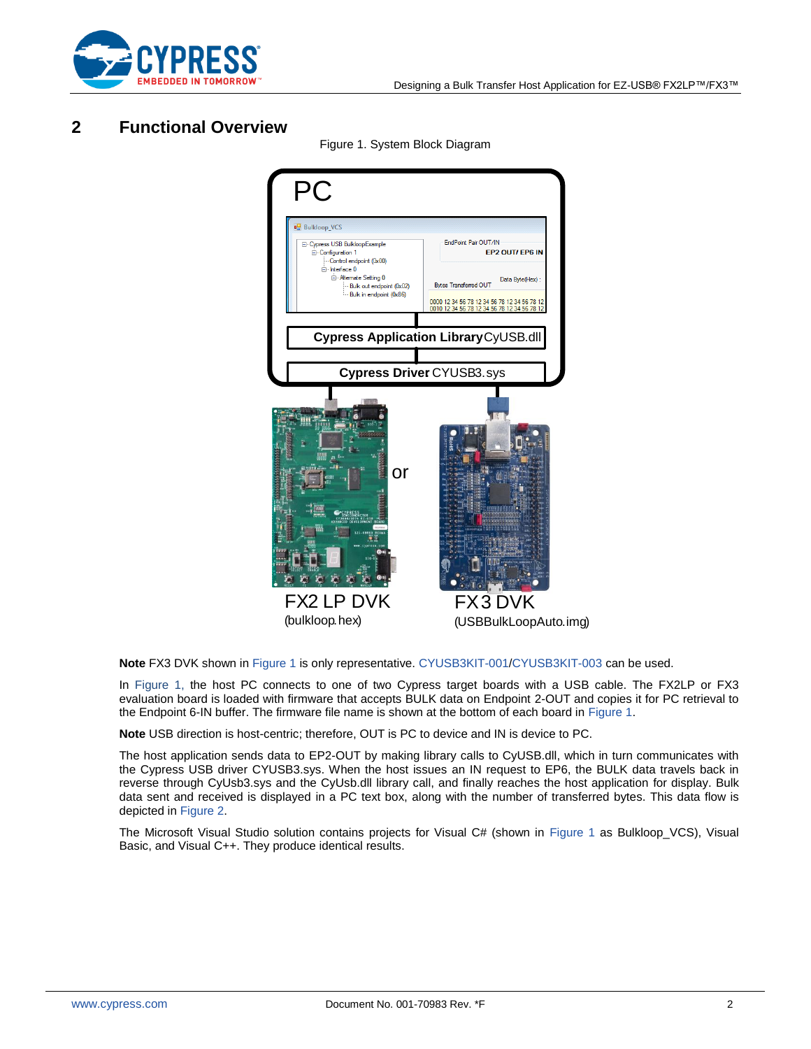## 2 Functional Overview

Figure 1. System Block Diagram

**Note** FX3 DVK shown in Figure 1 is only representative. CYUSB3KIT-001/CYUSB3KIT-003 can be used.

In Figure 1, the host PC connects to one of two Cypress target boards with a USB cable. The FX2LP or FX3 evaluation board is loaded with firmware that accepts BULK data on Endpoint 2-OUT and copies it for PC retrieval to the Endpoint 6-IN buffer. The firmware file name is shown at the bottom of each board in Figure 1.

**Note** USB direction is host-centric; therefore, OUT is PC to device and IN is device to PC.

The host application sends data to EP2-OUT by making library calls to CyUSB.dll, which in turn communicates with the Cypress USB driver CYUSB3.sys. When the host issues an IN request to EP6, the BULK data travels back in reverse through CyUsb3.sys and the CyUsb.dll library call, and finally reaches the host application for display. Bulk data sent and received is displayed in a PC text box, along with the number of transferred bytes. This data flow is depicted in Figure 2.

The Microsoft Visual Studio solution contains projects for Visual C# (shown in Figure 1 as Bulkloop_VCS), Visual Basic, and Visual C++. They produce identical results.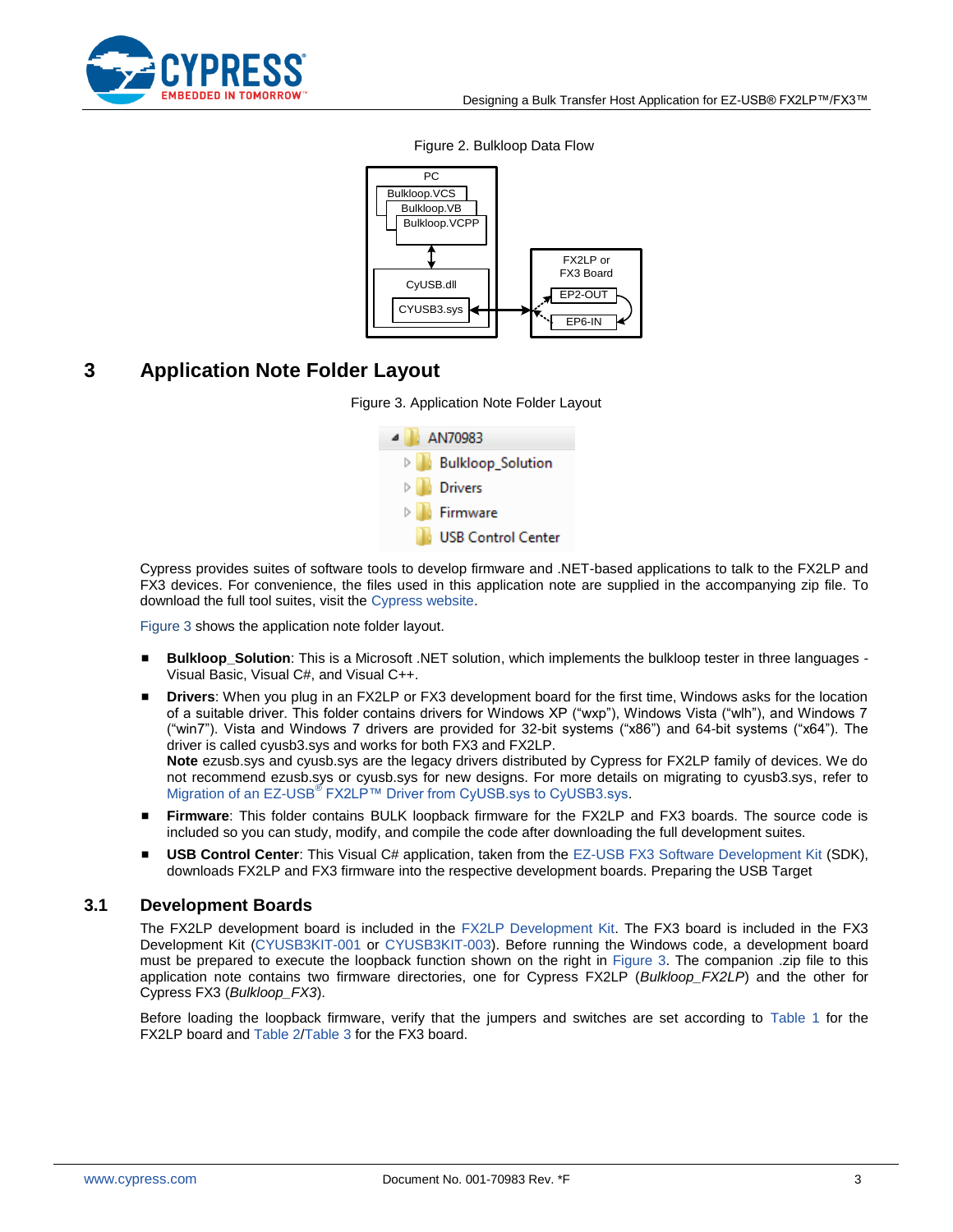Figure 2. Bulkloop Data Flow

## 3 Application Note Folder Layout

Figure 3. Application Note Folder Layout

Cypress provides suites of software tools to develop firmware and .NET-based applications to talk to the FX2LP and FX3 devices. For convenience, the files used in this application note are supplied in the accompanying zip file. To download the full tool suites, visit the Cypress website.

Figure 3 shows the application note folder layout.

- **Bulkloop_Solution**: This is a Microsoft .NET solution, which implements the bulkloop tester in three languages - Visual Basic, Visual C#, and Visual C++.
- **Drivers**: When you plug in an FX2LP or FX3 development board for the first time, Windows asks for the location of a suitable driver. This folder contains drivers for Windows XP ("wxp"), Windows Vista ("wlh"), and Windows 7 ("win7"). Vista and Windows 7 drivers are provided for 32-bit systems ("x86") and 64-bit systems ("x64"). The driver is called cyusb3.sys and works for both FX3 and FX2LP.
  **Note** ezusb.sys and cyusb.sys are the legacy drivers distributed by Cypress for FX2LP family of devices. We do not recommend ezusb.sys or cyusb.sys for new designs. For more details on migrating to cyusb3.sys, refer to Migration of an EZ-USB® FX2LP™ Driver from CyUSB.sys to CyUSB3.sys.
- **Firmware**: This folder contains BULK loopback firmware for the FX2LP and FX3 boards. The source code is included so you can study, modify, and compile the code after downloading the full development suites.
- **USB Control Center**: This Visual C# application, taken from the EZ-USB FX3 Software Development Kit (SDK), downloads FX2LP and FX3 firmware into the respective development boards. Preparing the USB Target

### 3.1 Development Boards

The FX2LP development board is included in the FX2LP Development Kit. The FX3 board is included in the FX3 Development Kit (CYUSB3KIT-001 or CYUSB3KIT-003). Before running the Windows code, a development board must be prepared to execute the loopback function shown on the right in Figure 3. The companion .zip file to this application note contains two firmware directories, one for Cypress FX2LP (*Bulkloop_FX2LP*) and the other for Cypress FX3 (*Bulkloop_FX3*).

Before loading the loopback firmware, verify that the jumpers and switches are set according to Table 1 for the FX2LP board and Table 2/Table 3 for the FX3 board.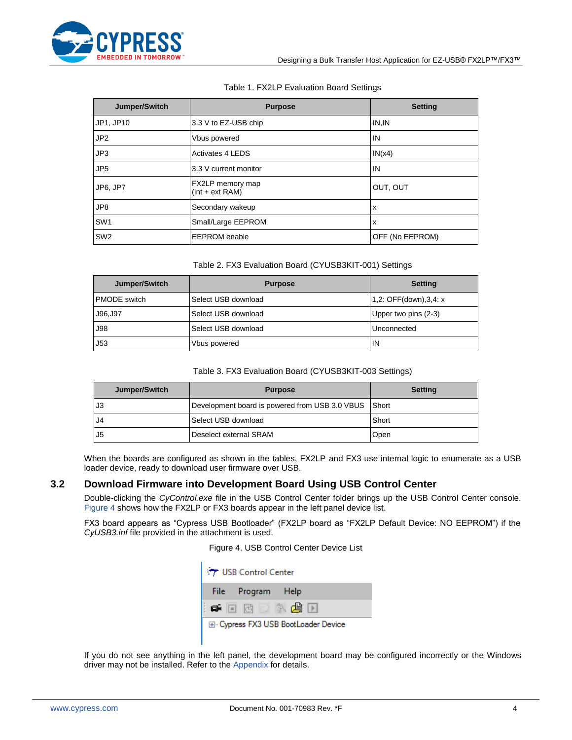Table 1. FX2LP Evaluation Board Settings

| Jumper/Switch | Purpose | Setting |
|---|---|---|
| JP1, JP10 | 3.3 V to EZ-USB chip | IN,IN |
| JP2 | Vbus powered | IN |
| JP3 | Activates 4 LEDS | IN(x4) |
| JP5 | 3.3 V current monitor | IN |
| JP6, JP7 | FX2LP memory map (int + ext RAM) | OUT, OUT |
| JP8 | Secondary wakeup | x |
| SW1 | Small/Large EEPROM | x |
| SW2 | EEPROM enable | OFF (No EEPROM) |

Table 2. FX3 Evaluation Board (CYUSB3KIT-001) Settings

| Jumper/Switch | Purpose | Setting |
|---|---|---|
| PMODE switch | Select USB download | 1,2: OFF(down),3,4: x |
| J96,J97 | Select USB download | Upper two pins (2-3) |
| J98 | Select USB download | Unconnected |
| J53 | Vbus powered | IN |

Table 3. FX3 Evaluation Board (CYUSB3KIT-003 Settings)

| Jumper/Switch | Purpose | Setting |
|---|---|---|
| J3 | Development board is powered from USB 3.0 VBUS | Short |
| J4 | Select USB download | Short |
| J5 | Deselect external SRAM | Open |

When the boards are configured as shown in the tables, FX2LP and FX3 use internal logic to enumerate as a USB loader device, ready to download user firmware over USB.

## 3.2 Download Firmware into Development Board Using USB Control Center

Double-clicking the *CyControl.exe* file in the USB Control Center folder brings up the USB Control Center console. Figure 4 shows how the FX2LP or FX3 boards appear in the left panel device list.

FX3 board appears as "Cypress USB Bootloader" (FX2LP board as "FX2LP Default Device: NO EEPROM") if the *CyUSB3.inf* file provided in the attachment is used.

Figure 4. USB Control Center Device List

USB Control Center

File Program Help

Cypress FX3 USB BootLoader Device

If you do not see anything in the left panel, the development board may be configured incorrectly or the Windows driver may not be installed. Refer to the Appendix for details.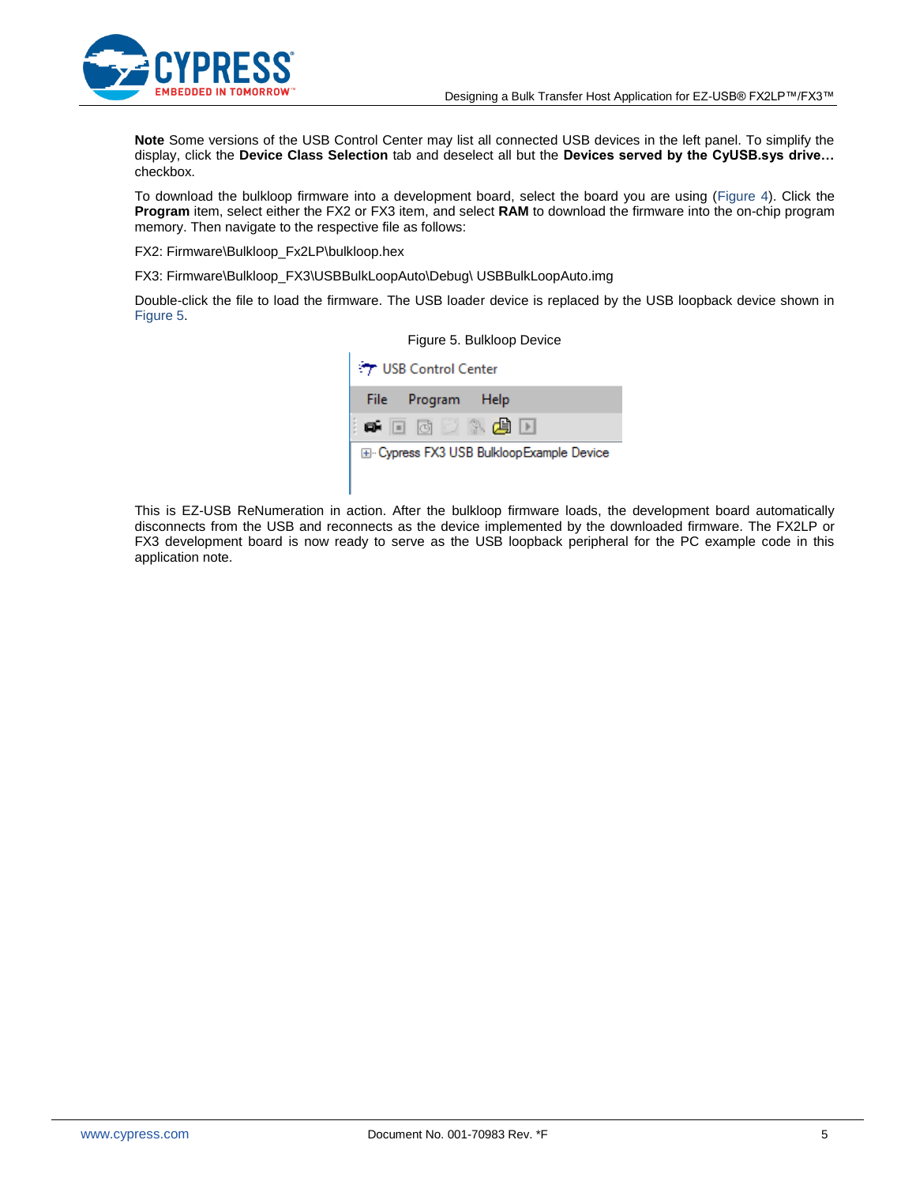**Note** Some versions of the USB Control Center may list all connected USB devices in the left panel. To simplify the display, click the **Device Class Selection** tab and deselect all but the **Devices served by the CyUSB.sys drive…** checkbox.

To download the bulkloop firmware into a development board, select the board you are using (Figure 4). Click the **Program** item, select either the FX2 or FX3 item, and select **RAM** to download the firmware into the on-chip program memory. Then navigate to the respective file as follows:

FX2: Firmware\Bulkloop_Fx2LP\bulkloop.hex

FX3: Firmware\Bulkloop_FX3\USBBulkLoopAuto\Debug\ USBBulkLoopAuto.img

Double-click the file to load the firmware. The USB loader device is replaced by the USB loopback device shown in Figure 5.

Figure 5. Bulkloop Device

This is EZ-USB ReNumeration in action. After the bulkloop firmware loads, the development board automatically disconnects from the USB and reconnects as the device implemented by the downloaded firmware. The FX2LP or FX3 development board is now ready to serve as the USB loopback peripheral for the PC example code in this application note.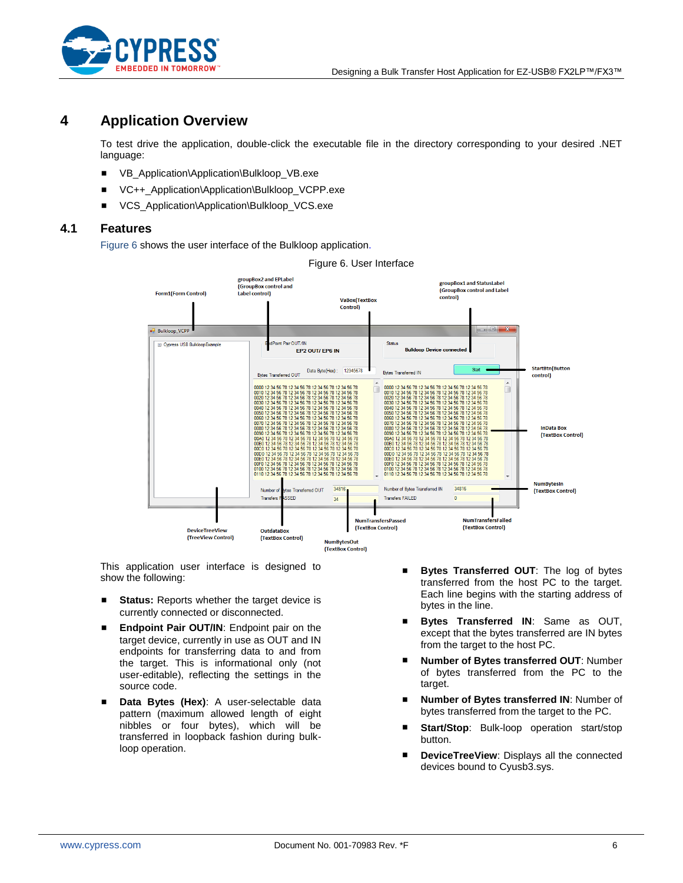# 4 Application Overview

To test drive the application, double-click the executable file in the directory corresponding to your desired .NET language:

- VB_Application\Application\Bulkloop_VB.exe
- VC++_Application\Application\Bulkloop_VCPP.exe
- VCS_Application\Application\Bulkloop_VCS.exe

## 4.1 Features

Figure 6 shows the user interface of the Bulkloop application.

Figure 6. User Interface

This application user interface is designed to show the following:

- **Status:** Reports whether the target device is currently connected or disconnected.
- **Endpoint Pair OUT/IN**: Endpoint pair on the target device, currently in use as OUT and IN endpoints for transferring data to and from the target. This is informational only (not user-editable), reflecting the settings in the source code.
- **Data Bytes (Hex)**: A user-selectable data pattern (maximum allowed length of eight nibbles or four bytes), which will be transferred in loopback fashion during bulk-loop operation.
- **Bytes Transferred OUT**: The log of bytes transferred from the host PC to the target. Each line begins with the starting address of bytes in the line.
- **Bytes Transferred IN**: Same as OUT, except that the bytes transferred are IN bytes from the target to the host PC.
- **Number of Bytes transferred OUT**: Number of bytes transferred from the PC to the target.
- **Number of Bytes transferred IN**: Number of bytes transferred from the target to the PC.
- **Start/Stop**: Bulk-loop operation start/stop button.
- **DeviceTreeView**: Displays all the connected devices bound to Cyusb3.sys.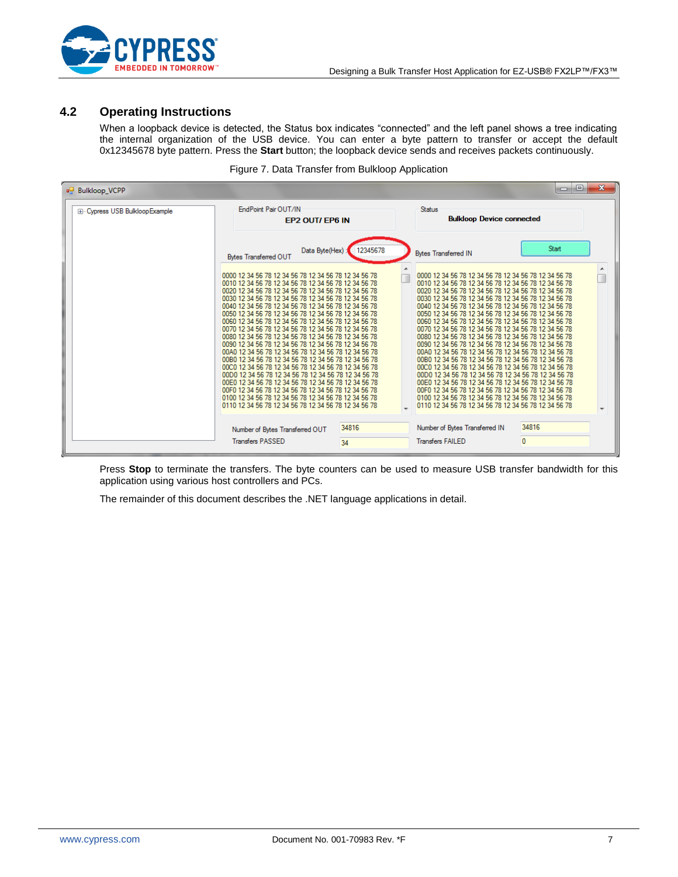## 4.2 Operating Instructions

When a loopback device is detected, the Status box indicates "connected" and the left panel shows a tree indicating the internal organization of the USB device. You can enter a byte pattern to transfer or accept the default 0x12345678 byte pattern. Press the **Start** button; the loopback device sends and receives packets continuously.

Figure 7. Data Transfer from Bulkloop Application

Press **Stop** to terminate the transfers. The byte counters can be used to measure USB transfer bandwidth for this application using various host controllers and PCs.

The remainder of this document describes the .NET language applications in detail.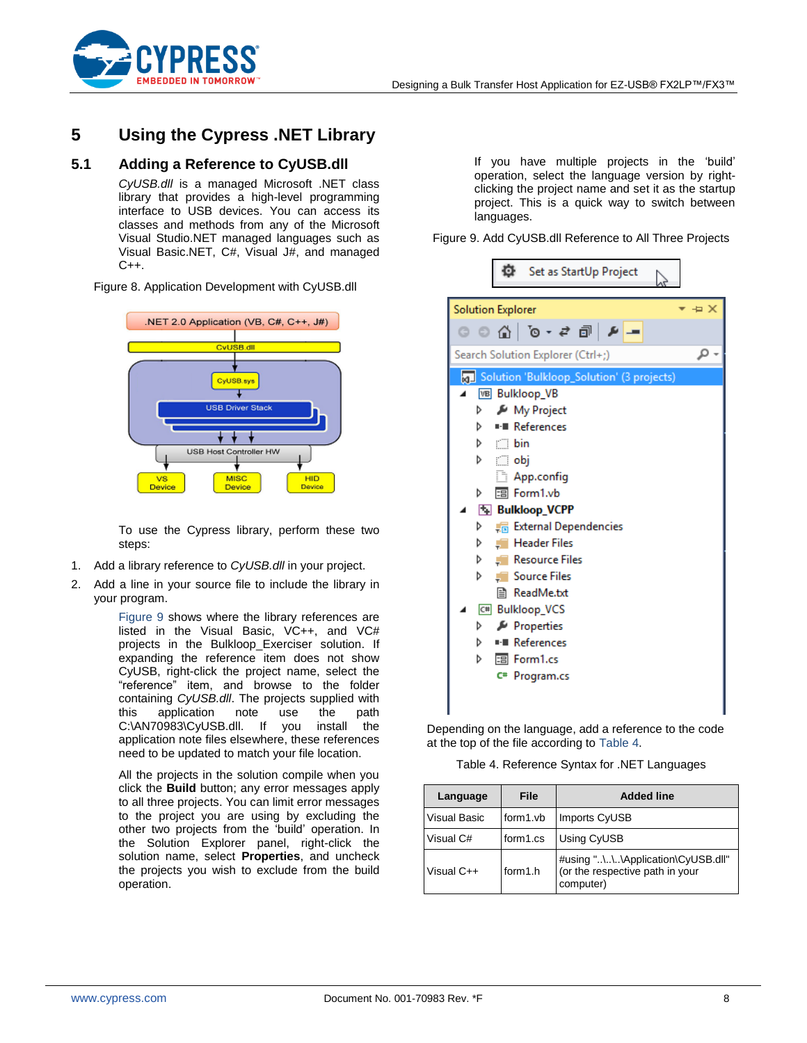# 5 Using the Cypress .NET Library

## 5.1 Adding a Reference to CyUSB.dll

*CyUSB.dll* is a managed Microsoft .NET class library that provides a high-level programming interface to USB devices. You can access its classes and methods from any of the Microsoft Visual Studio.NET managed languages such as Visual Basic.NET, C#, Visual J#, and managed C++.

Figure 8. Application Development with CyUSB.dll

To use the Cypress library, perform these two steps:

1. Add a library reference to *CyUSB.dll* in your project.
2. Add a line in your source file to include the library in your program.

Figure 9 shows where the library references are listed in the Visual Basic, VC++, and VC# projects in the Bulkloop_Exerciser solution. If expanding the reference item does not show CyUSB, right-click the project name, select the "reference" item, and browse to the folder containing *CyUSB.dll*. The projects supplied with this application note use the path C:\AN70983\CyUSB.dll. If you install the application note files elsewhere, these references need to be updated to match your file location.

All the projects in the solution compile when you click the **Build** button; any error messages apply to all three projects. You can limit error messages to the project you are using by excluding the other two projects from the 'build' operation. In the Solution Explorer panel, right-click the solution name, select **Properties**, and uncheck the projects you wish to exclude from the build operation.

If you have multiple projects in the 'build' operation, select the language version by right-clicking the project name and set it as the startup project. This is a quick way to switch between languages.

Figure 9. Add CyUSB.dll Reference to All Three Projects

Depending on the language, add a reference to the code at the top of the file according to Table 4.

Table 4. Reference Syntax for .NET Languages

| Language | File | Added line |
|---|---|---|
| Visual Basic | form1.vb | Imports CyUSB |
| Visual C# | form1.cs | Using CyUSB |
| Visual C++ | form1.h | #using "..\..\..\Application\CyUSB.dll" (or the respective path in your computer) |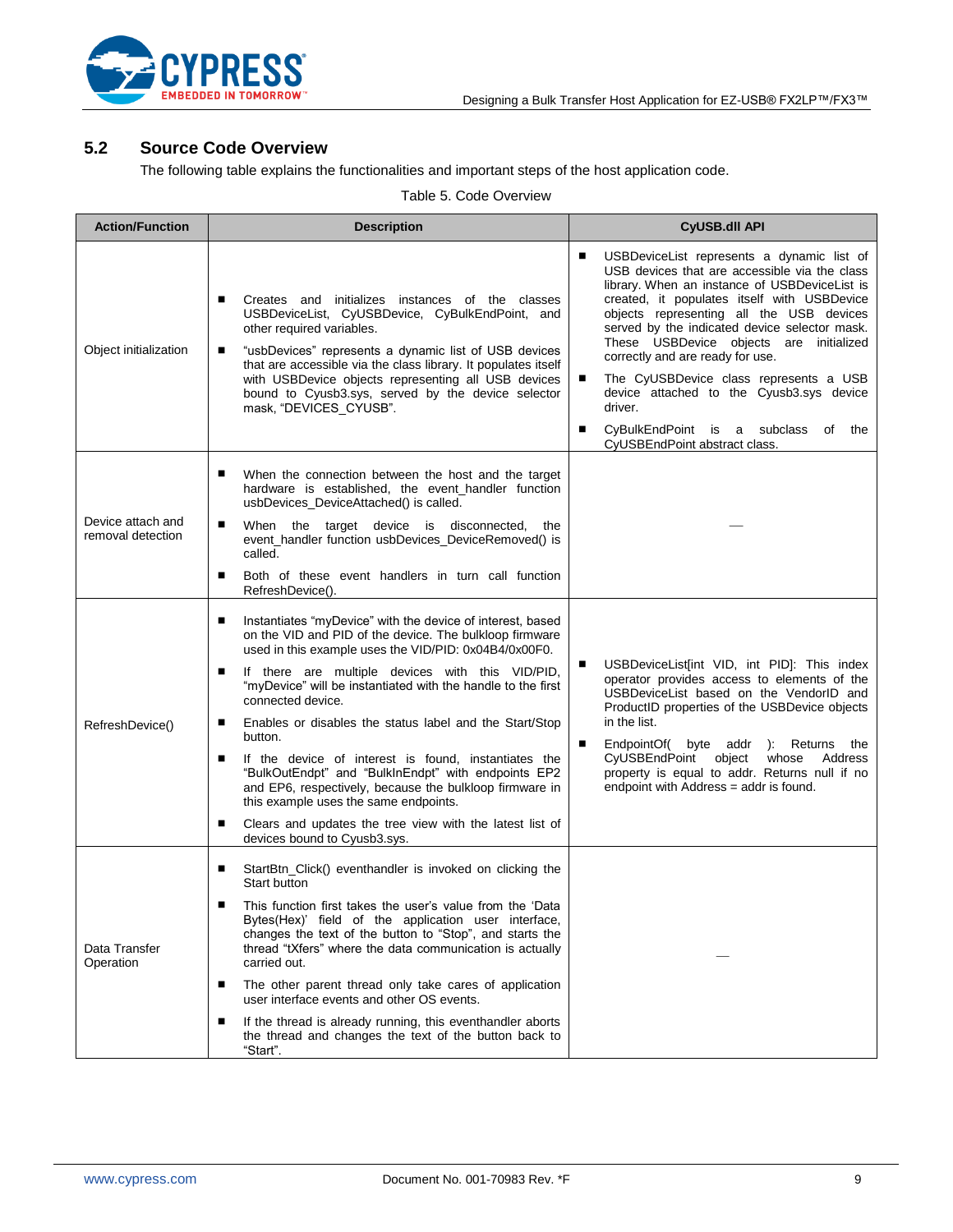## 5.2 Source Code Overview

The following table explains the functionalities and important steps of the host application code.

Table 5. Code Overview

| Action/Function | Description | CyUSB.dll API |
|---|---|---|
| Object initialization | ■ Creates and initializes instances of the classes USBDeviceList, CyUSBDevice, CyBulkEndPoint, and other required variables.<br>■ "usbDevices" represents a dynamic list of USB devices that are accessible via the class library. It populates itself with USBDevice objects representing all USB devices bound to Cyusb3.sys, served by the device selector mask, "DEVICES_CYUSB". | ■ USBDeviceList represents a dynamic list of USB devices that are accessible via the class library. When an instance of USBDeviceList is created, it populates itself with USBDevice objects representing all the USB devices served by the indicated device selector mask. These USBDevice objects are initialized correctly and are ready for use.<br>■ The CyUSBDevice class represents a USB device attached to the Cyusb3.sys device driver.<br>■ CyBulkEndPoint is a subclass of the CyUSBEndPoint abstract class. |
| Device attach and removal detection | ■ When the connection between the host and the target hardware is established, the event_handler function usbDevices_DeviceAttached() is called.<br>■ When the target device is disconnected, the event_handler function usbDevices_DeviceRemoved() is called.<br>■ Both of these event handlers in turn call function RefreshDevice(). | — |
| RefreshDevice() | ■ Instantiates "myDevice" with the device of interest, based on the VID and PID of the device. The bulkloop firmware used in this example uses the VID/PID: 0x04B4/0x00F0.<br>■ If there are multiple devices with this VID/PID, "myDevice" will be instantiated with the handle to the first connected device.<br>■ Enables or disables the status label and the Start/Stop button.<br>■ If the device of interest is found, instantiates the "BulkOutEndpt" and "BulkInEndpt" with endpoints EP2 and EP6, respectively, because the bulkloop firmware in this example uses the same endpoints.<br>■ Clears and updates the tree view with the latest list of devices bound to Cyusb3.sys. | ■ USBDeviceList[int VID, int PID]: This index operator provides access to elements of the USBDeviceList based on the VendorID and ProductID properties of the USBDevice objects in the list.<br>■ EndpointOf( byte addr ): Returns the CyUSBEndPoint object whose Address property is equal to addr. Returns null if no endpoint with Address = addr is found. |
| Data Transfer Operation | ■ StartBtn_Click() eventhandler is invoked on clicking the Start button<br>■ This function first takes the user's value from the 'Data Bytes(Hex)' field of the application user interface, changes the text of the button to "Stop", and starts the thread "tXfers" where the data communication is actually carried out.<br>■ The other parent thread only take cares of application user interface events and other OS events.<br>■ If the thread is already running, this eventhandler aborts the thread and changes the text of the button back to "Start". | — |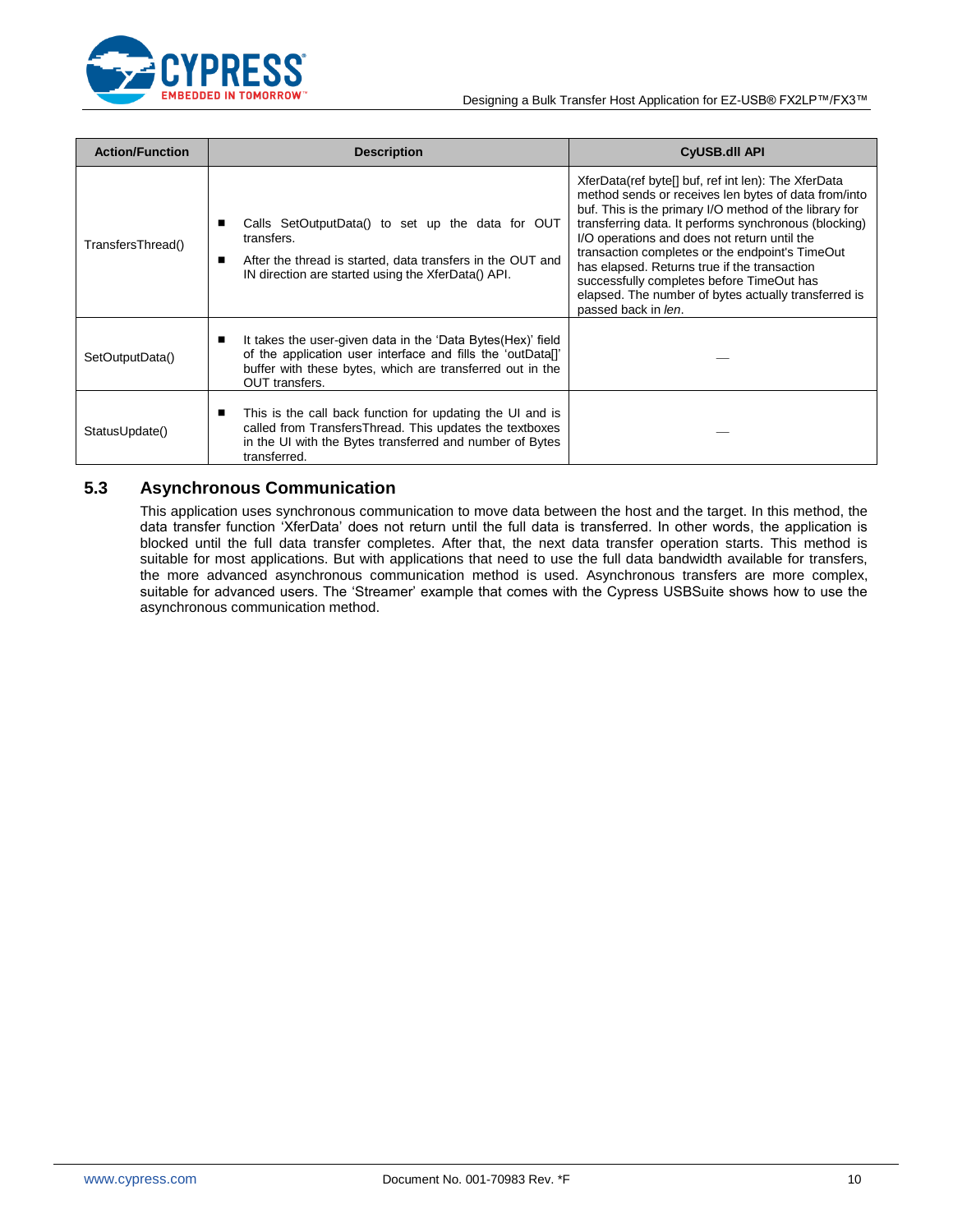| Action/Function | Description | CyUSB.dll API |
|---|---|---|
| TransfersThread() | ■ Calls SetOutputData() to set up the data for OUT transfers.<br>■ After the thread is started, data transfers in the OUT and IN direction are started using the XferData() API. | XferData(ref byte[] buf, ref int len): The XferData method sends or receives len bytes of data from/into buf. This is the primary I/O method of the library for transferring data. It performs synchronous (blocking) I/O operations and does not return until the transaction completes or the endpoint's TimeOut has elapsed. Returns true if the transaction successfully completes before TimeOut has elapsed. The number of bytes actually transferred is passed back in *len*. |
| SetOutputData() | ■ It takes the user-given data in the 'Data Bytes(Hex)' field of the application user interface and fills the 'outData[]' buffer with these bytes, which are transferred out in the OUT transfers. | — |
| StatusUpdate() | ■ This is the call back function for updating the UI and is called from TransfersThread. This updates the textboxes in the UI with the Bytes transferred and number of Bytes transferred. | — |

## 5.3 Asynchronous Communication

This application uses synchronous communication to move data between the host and the target. In this method, the data transfer function 'XferData' does not return until the full data is transferred. In other words, the application is blocked until the full data transfer completes. After that, the next data transfer operation starts. This method is suitable for most applications. But with applications that need to use the full data bandwidth available for transfers, the more advanced asynchronous communication method is used. Asynchronous transfers are more complex, suitable for advanced users. The 'Streamer' example that comes with the Cypress USBSuite shows how to use the asynchronous communication method.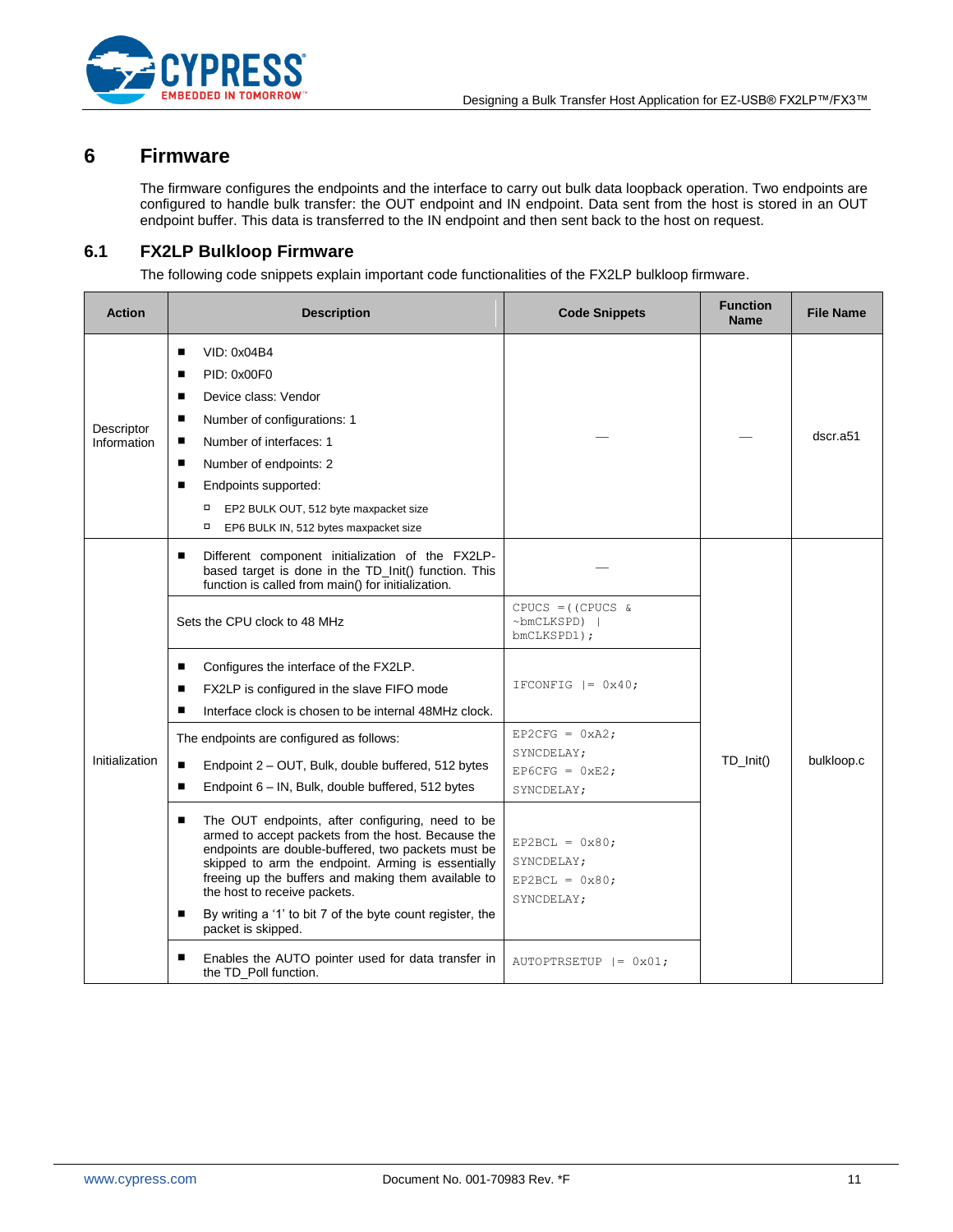# 6 Firmware

The firmware configures the endpoints and the interface to carry out bulk data loopback operation. Two endpoints are configured to handle bulk transfer: the OUT endpoint and IN endpoint. Data sent from the host is stored in an OUT endpoint buffer. This data is transferred to the IN endpoint and then sent back to the host on request.

## 6.1 FX2LP Bulkloop Firmware

The following code snippets explain important code functionalities of the FX2LP bulkloop firmware.

| Action | Description | Code Snippets | Function Name | File Name |
|---|---|---|---|---|
| Descriptor Information | ■ VID: 0x04B4<br>■ PID: 0x00F0<br>■ Device class: Vendor<br>■ Number of configurations: 1<br>■ Number of interfaces: 1<br>■ Number of endpoints: 2<br>■ Endpoints supported:<br>◦ EP2 BULK OUT, 512 byte maxpacket size<br>◦ EP6 BULK IN, 512 bytes maxpacket size | — | — | dscr.a51 |
| Initialization | ■ Different component initialization of the FX2LP-based target is done in the TD_Init() function. This function is called from main() for initialization. | — | TD_Init() | bulkloop.c |
| | Sets the CPU clock to 48 MHz | `CPUCS =((CPUCS & ~bmCLKSPD) \| bmCLKSPD1);` | | |
| | ■ Configures the interface of the FX2LP.<br>■ FX2LP is configured in the slave FIFO mode<br>■ Interface clock is chosen to be internal 48MHz clock. | `IFCONFIG \|= 0x40;` | | |
| | The endpoints are configured as follows:<br>■ Endpoint 2 – OUT, Bulk, double buffered, 512 bytes<br>■ Endpoint 6 – IN, Bulk, double buffered, 512 bytes | `EP2CFG = 0xA2;`<br>`SYNCDELAY;`<br>`EP6CFG = 0xE2;`<br>`SYNCDELAY;` | | |
| | ■ The OUT endpoints, after configuring, need to be armed to accept packets from the host. Because the endpoints are double-buffered, two packets must be skipped to arm the endpoint. Arming is essentially freeing up the buffers and making them available to the host to receive packets.<br>■ By writing a '1' to bit 7 of the byte count register, the packet is skipped. | `EP2BCL = 0x80;`<br>`SYNCDELAY;`<br>`EP2BCL = 0x80;`<br>`SYNCDELAY;` | | |
| | ■ Enables the AUTO pointer used for data transfer in the TD_Poll function. | `AUTOPTRSETUP \|= 0x01;` | | |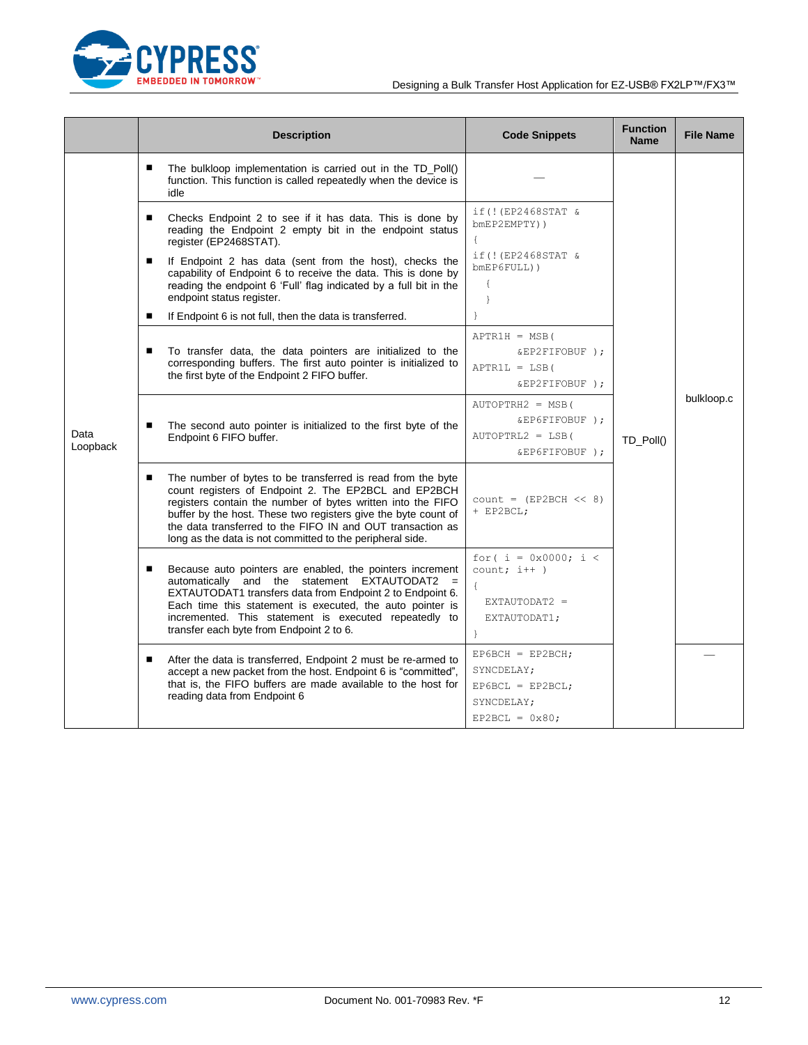| | Description | Code Snippets | Function Name | File Name |
|---|---|---|---|---|
| Data Loopback | ▪ The bulkloop implementation is carried out in the TD_Poll() function. This function is called repeatedly when the device is idle | — | TD_Poll() | bulkloop.c |
| | ▪ Checks Endpoint 2 to see if it has data. This is done by reading the Endpoint 2 empty bit in the endpoint status register (EP2468STAT).<br>▪ If Endpoint 2 has data (sent from the host), checks the capability of Endpoint 6 to receive the data. This is done by reading the endpoint 6 'Full' flag indicated by a full bit in the endpoint status register.<br>▪ If Endpoint 6 is not full, then the data is transferred. | `if(!(EP2468STAT & bmEP2EMPTY))`<br>`{`<br>`if(!(EP2468STAT & bmEP6FULL))`<br>`{`<br>`}`<br>`}` | | |
| | ▪ To transfer data, the data pointers are initialized to the corresponding buffers. The first auto pointer is initialized to the first byte of the Endpoint 2 FIFO buffer. | `APTR1H = MSB( &EP2FIFOBUF );`<br>`APTR1L = LSB( &EP2FIFOBUF );` | | |
| | ▪ The second auto pointer is initialized to the first byte of the Endpoint 6 FIFO buffer. | `AUTOPTRH2 = MSB( &EP6FIFOBUF );`<br>`AUTOPTRL2 = LSB( &EP6FIFOBUF );` | | |
| | ▪ The number of bytes to be transferred is read from the byte count registers of Endpoint 2. The EP2BCL and EP2BCH registers contain the number of bytes written into the FIFO buffer by the host. These two registers give the byte count of the data transferred to the FIFO IN and OUT transaction as long as the data is not committed to the peripheral side. | `count = (EP2BCH << 8) + EP2BCL;` | | |
| | ▪ Because auto pointers are enabled, the pointers increment automatically and the statement EXTAUTODAT2 = EXTAUTODAT1 transfers data from Endpoint 2 to Endpoint 6. Each time this statement is executed, the auto pointer is incremented. This statement is executed repeatedly to transfer each byte from Endpoint 2 to 6. | `for( i = 0x0000; i < count; i++ )`<br>`{`<br>`EXTAUTODAT2 = EXTAUTODAT1;`<br>`}` | | |
| | ▪ After the data is transferred, Endpoint 2 must be re-armed to accept a new packet from the host. Endpoint 6 is "committed", that is, the FIFO buffers are made available to the host for reading data from Endpoint 6 | `EP6BCH = EP2BCH;`<br>`SYNCDELAY;`<br>`EP6BCL = EP2BCL;`<br>`SYNCDELAY;`<br>`EP2BCL = 0x80;` | | — |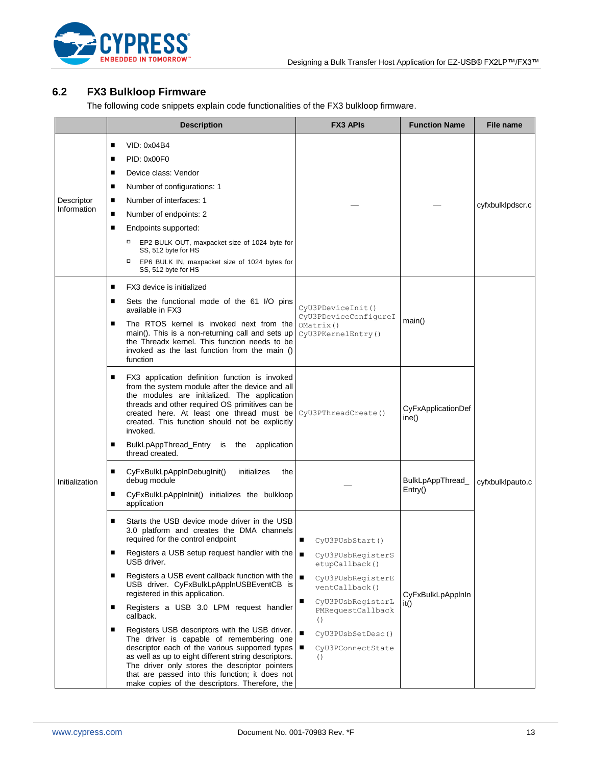## 6.2 FX3 Bulkloop Firmware

The following code snippets explain code functionalities of the FX3 bulkloop firmware.

| | Description | FX3 APIs | Function Name | File name |
|---|---|---|---|---|
| Descriptor Information | ■ VID: 0x04B4<br>■ PID: 0x00F0<br>■ Device class: Vendor<br>■ Number of configurations: 1<br>■ Number of interfaces: 1<br>■ Number of endpoints: 2<br>■ Endpoints supported:<br>□ EP2 BULK OUT, maxpacket size of 1024 byte for SS, 512 byte for HS<br>□ EP6 BULK IN, maxpacket size of 1024 bytes for SS, 512 byte for HS | — | — | cyfxbulklpdscr.c |
| Initialization | ■ FX3 device is initialized<br>■ Sets the functional mode of the 61 I/O pins available in FX3<br>■ The RTOS kernel is invoked next from the main(). This is a non-returning call and sets up the Threadx kernel. This function needs to be invoked as the last function from the main () function | `CyU3PDeviceInit()`<br>`CyU3PDeviceConfigureIOMatrix()`<br>`CyU3PKernelEntry()` | main() | cyfxbulklpauto.c |
| | ■ FX3 application definition function is invoked from the system module after the device and all the modules are initialized. The application threads and other required OS primitives can be created here. At least one thread must be created. This function should not be explicitly invoked.<br>■ BulkLpAppThread_Entry is the application thread created. | `CyU3PThreadCreate()` | CyFxApplicationDefine() | |
| | ■ CyFxBulkLpApplnDebugInit() initializes the debug module<br>■ CyFxBulkLpApplnInit() initializes the bulkloop application | — | BulkLpAppThread_Entry() | |
| | ■ Starts the USB device mode driver in the USB 3.0 platform and creates the DMA channels required for the control endpoint<br>■ Registers a USB setup request handler with the USB driver.<br>■ Registers a USB event callback function with the USB driver. CyFxBulkLpApplnUSBEventCB is registered in this application.<br>■ Registers a USB 3.0 LPM request handler callback.<br>■ Registers USB descriptors with the USB driver. The driver is capable of remembering one descriptor each of the various supported types as well as up to eight different string descriptors. The driver only stores the descriptor pointers that are passed into this function; it does not make copies of the descriptors. Therefore, the | ■ `CyU3PUsbStart()`<br>■ `CyU3PUsbRegisterSetupCallback()`<br>■ `CyU3PUsbRegisterEventCallback()`<br>■ `CyU3PUsbRegisterLPMRequestCallback()`<br>■ `CyU3PUsbSetDesc()`<br>■ `CyU3PConnectState()` | CyFxBulkLpApplnInit() | |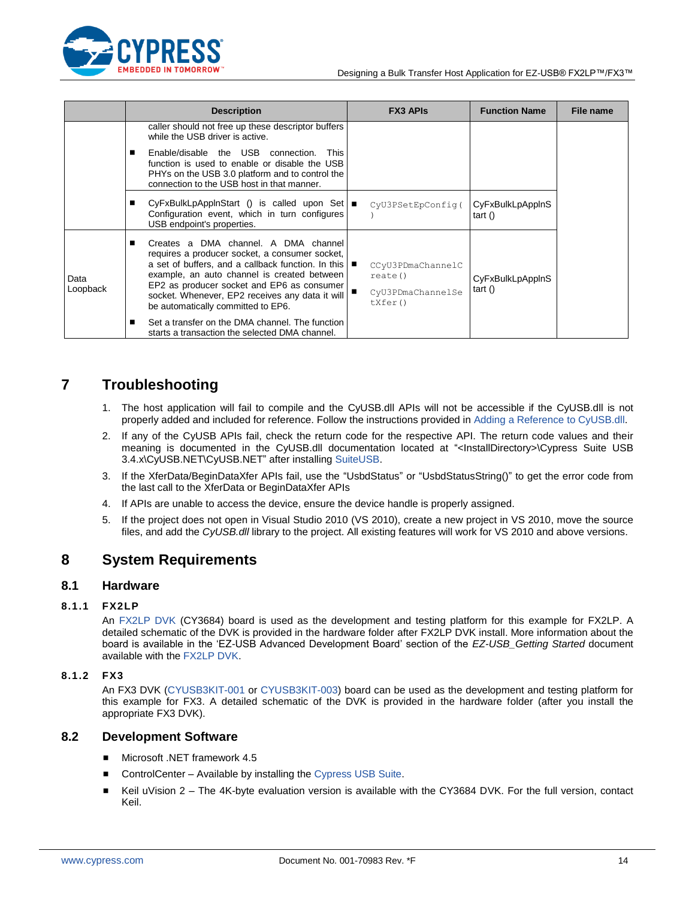| | Description | FX3 APIs | Function Name | File name |
|---|---|---|---|---|
| | caller should not free up these descriptor buffers while the USB driver is active.<br>■ Enable/disable the USB connection. This function is used to enable or disable the USB PHYs on the USB 3.0 platform and to control the connection to the USB host in that manner. | | | |
| | ■ CyFxBulkLpApplnStart () is called upon Set Configuration event, which in turn configures USB endpoint's properties. | ■ `CyU3PSetEpConfig()` | CyFxBulkLpApplnStart () | |
| Data Loopback | ■ Creates a DMA channel. A DMA channel requires a producer socket, a consumer socket, a set of buffers, and a callback function. In this example, an auto channel is created between EP2 as producer socket and EP6 as consumer socket. Whenever, EP2 receives any data it will be automatically committed to EP6.<br>■ Set a transfer on the DMA channel. The function starts a transaction the selected DMA channel. | ■ `CCyU3PDmaChannelCreate()`<br>■ `CyU3PDmaChannelSetXfer()` | CyFxBulkLpApplnStart () | |

# 7 Troubleshooting

1. The host application will fail to compile and the CyUSB.dll APIs will not be accessible if the CyUSB.dll is not properly added and included for reference. Follow the instructions provided in Adding a Reference to CyUSB.dll.
2. If any of the CyUSB APIs fail, check the return code for the respective API. The return code values and their meaning is documented in the CyUSB.dll documentation located at "<InstallDirectory>\Cypress Suite USB 3.4.x\CyUSB.NET\CyUSB.NET" after installing SuiteUSB.
3. If the XferData/BeginDataXfer APIs fail, use the "UsbdStatus" or "UsbdStatusString()" to get the error code from the last call to the XferData or BeginDataXfer APIs
4. If APIs are unable to access the device, ensure the device handle is properly assigned.
5. If the project does not open in Visual Studio 2010 (VS 2010), create a new project in VS 2010, move the source files, and add the *CyUSB.dll* library to the project. All existing features will work for VS 2010 and above versions.

# 8 System Requirements

## 8.1 Hardware

### 8.1.1 FX2LP

An FX2LP DVK (CY3684) board is used as the development and testing platform for this example for FX2LP. A detailed schematic of the DVK is provided in the hardware folder after FX2LP DVK install. More information about the board is available in the 'EZ-USB Advanced Development Board' section of the *EZ-USB_Getting Started* document available with the FX2LP DVK.

### 8.1.2 FX3

An FX3 DVK (CYUSB3KIT-001 or CYUSB3KIT-003) board can be used as the development and testing platform for this example for FX3. A detailed schematic of the DVK is provided in the hardware folder (after you install the appropriate FX3 DVK).

## 8.2 Development Software

- Microsoft .NET framework 4.5
- ControlCenter – Available by installing the Cypress USB Suite.
- Keil uVision 2 – The 4K-byte evaluation version is available with the CY3684 DVK. For the full version, contact Keil.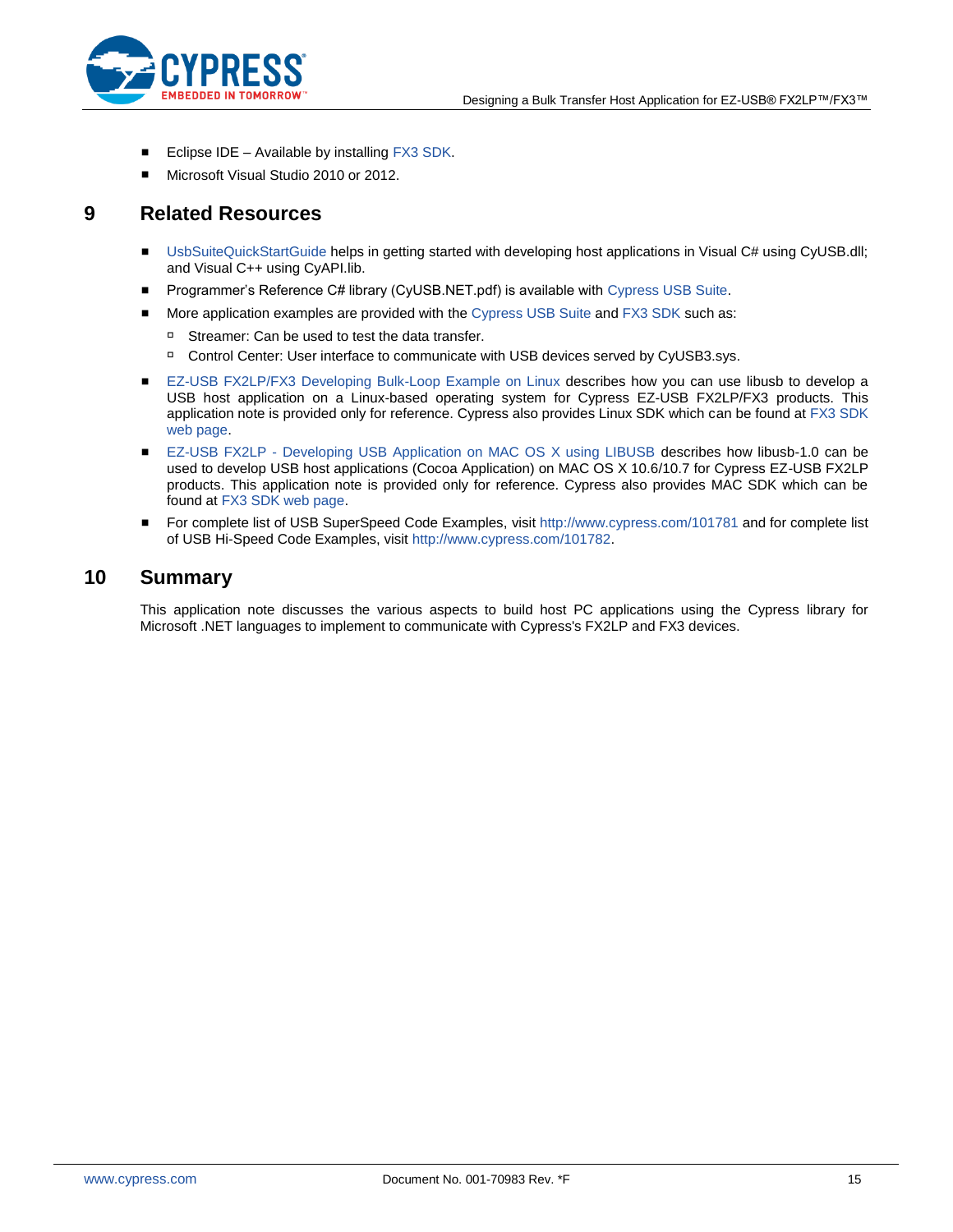- Eclipse IDE – Available by installing FX3 SDK.
- Microsoft Visual Studio 2010 or 2012.

# 9 Related Resources

- UsbSuiteQuickStartGuide helps in getting started with developing host applications in Visual C# using CyUSB.dll; and Visual C++ using CyAPI.lib.
- Programmer's Reference C# library (CyUSB.NET.pdf) is available with Cypress USB Suite.
- More application examples are provided with the Cypress USB Suite and FX3 SDK such as:
  - Streamer: Can be used to test the data transfer.
  - Control Center: User interface to communicate with USB devices served by CyUSB3.sys.
- EZ-USB FX2LP/FX3 Developing Bulk-Loop Example on Linux describes how you can use libusb to develop a USB host application on a Linux-based operating system for Cypress EZ-USB FX2LP/FX3 products. This application note is provided only for reference. Cypress also provides Linux SDK which can be found at FX3 SDK web page.
- EZ-USB FX2LP - Developing USB Application on MAC OS X using LIBUSB describes how libusb-1.0 can be used to develop USB host applications (Cocoa Application) on MAC OS X 10.6/10.7 for Cypress EZ-USB FX2LP products. This application note is provided only for reference. Cypress also provides MAC SDK which can be found at FX3 SDK web page.
- For complete list of USB SuperSpeed Code Examples, visit http://www.cypress.com/101781 and for complete list of USB Hi-Speed Code Examples, visit http://www.cypress.com/101782.

# 10 Summary

This application note discusses the various aspects to build host PC applications using the Cypress library for Microsoft .NET languages to implement to communicate with Cypress's FX2LP and FX3 devices.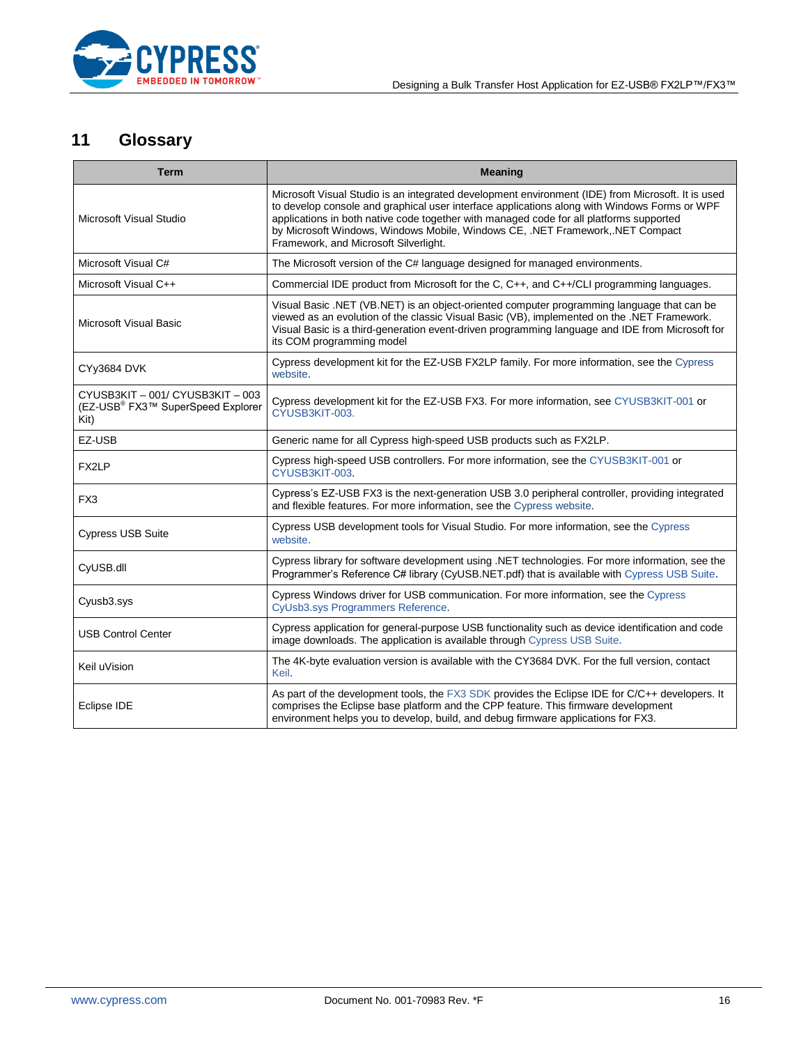# 11 Glossary

| Term | Meaning |
|---|---|
| Microsoft Visual Studio | Microsoft Visual Studio is an integrated development environment (IDE) from Microsoft. It is used to develop console and graphical user interface applications along with Windows Forms or WPF applications in both native code together with managed code for all platforms supported by Microsoft Windows, Windows Mobile, Windows CE, .NET Framework,.NET Compact Framework, and Microsoft Silverlight. |
| Microsoft Visual C# | The Microsoft version of the C# language designed for managed environments. |
| Microsoft Visual C++ | Commercial IDE product from Microsoft for the C, C++, and C++/CLI programming languages. |
| Microsoft Visual Basic | Visual Basic .NET (VB.NET) is an object-oriented computer programming language that can be viewed as an evolution of the classic Visual Basic (VB), implemented on the .NET Framework. Visual Basic is a third-generation event-driven programming language and IDE from Microsoft for its COM programming model |
| CYy3684 DVK | Cypress development kit for the EZ-USB FX2LP family. For more information, see the Cypress website. |
| CYUSB3KIT – 001/ CYUSB3KIT – 003 (EZ-USB® FX3™ SuperSpeed Explorer Kit) | Cypress development kit for the EZ-USB FX3. For more information, see CYUSB3KIT-001 or CYUSB3KIT-003. |
| EZ-USB | Generic name for all Cypress high-speed USB products such as FX2LP. |
| FX2LP | Cypress high-speed USB controllers. For more information, see the CYUSB3KIT-001 or CYUSB3KIT-003. |
| FX3 | Cypress's EZ-USB FX3 is the next-generation USB 3.0 peripheral controller, providing integrated and flexible features. For more information, see the Cypress website. |
| Cypress USB Suite | Cypress USB development tools for Visual Studio. For more information, see the Cypress website. |
| CyUSB.dll | Cypress library for software development using .NET technologies. For more information, see the Programmer's Reference C# library (CyUSB.NET.pdf) that is available with Cypress USB Suite. |
| Cyusb3.sys | Cypress Windows driver for USB communication. For more information, see the Cypress CyUsb3.sys Programmers Reference. |
| USB Control Center | Cypress application for general-purpose USB functionality such as device identification and code image downloads. The application is available through Cypress USB Suite. |
| Keil uVision | The 4K-byte evaluation version is available with the CY3684 DVK. For the full version, contact Keil. |
| Eclipse IDE | As part of the development tools, the FX3 SDK provides the Eclipse IDE for C/C++ developers. It comprises the Eclipse base platform and the CPP feature. This firmware development environment helps you to develop, build, and debug firmware applications for FX3. |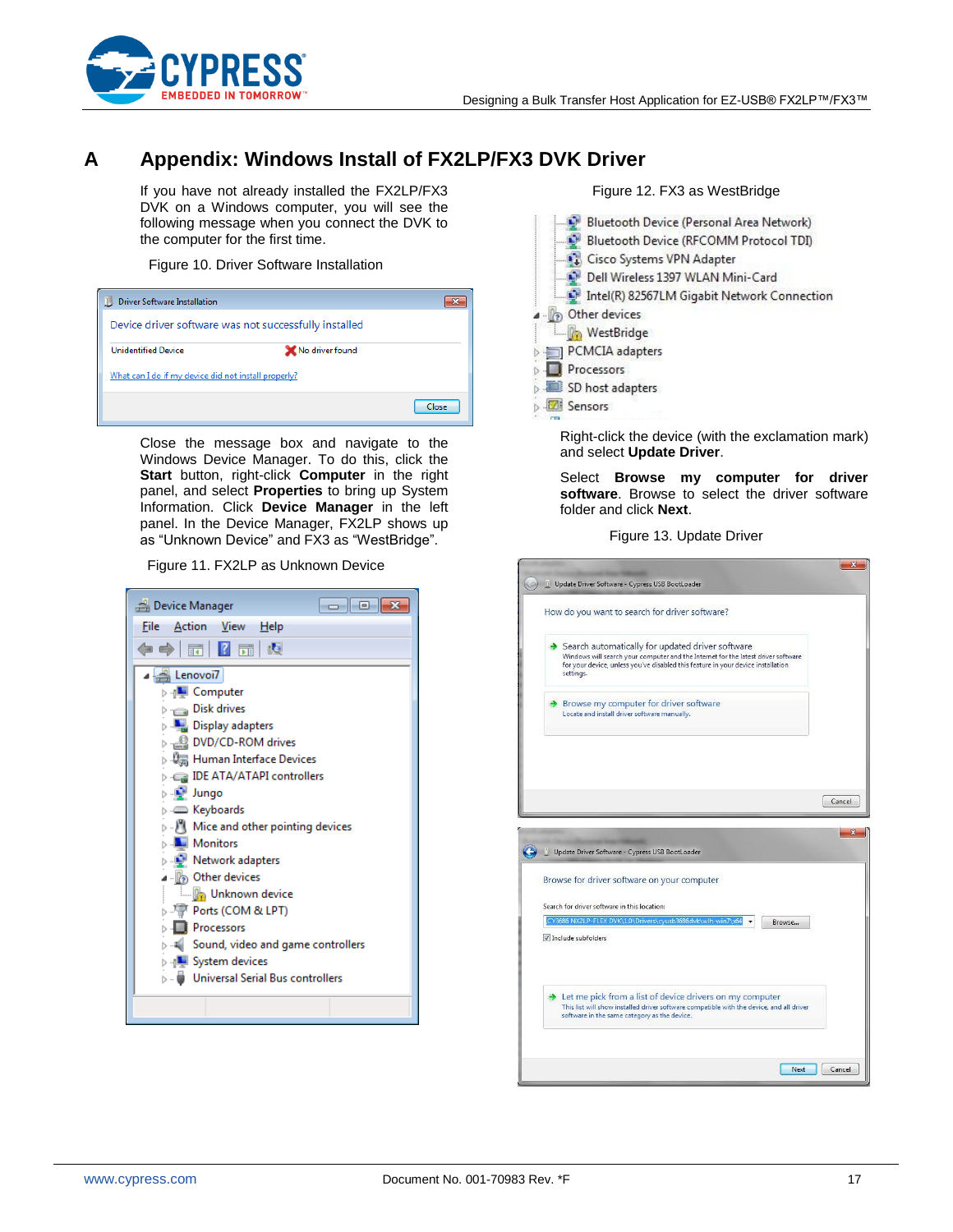# A Appendix: Windows Install of FX2LP/FX3 DVK Driver

If you have not already installed the FX2LP/FX3 DVK on a Windows computer, you will see the following message when you connect the DVK to the computer for the first time.

Figure 10. Driver Software Installation

Close the message box and navigate to the Windows Device Manager. To do this, click the **Start** button, right-click **Computer** in the right panel, and select **Properties** to bring up System Information. Click **Device Manager** in the left panel. In the Device Manager, FX2LP shows up as "Unknown Device" and FX3 as "WestBridge".

Figure 11. FX2LP as Unknown Device

Figure 12. FX3 as WestBridge

Right-click the device (with the exclamation mark) and select **Update Driver**.

Select **Browse my computer for driver software**. Browse to select the driver software folder and click **Next**.

Figure 13. Update Driver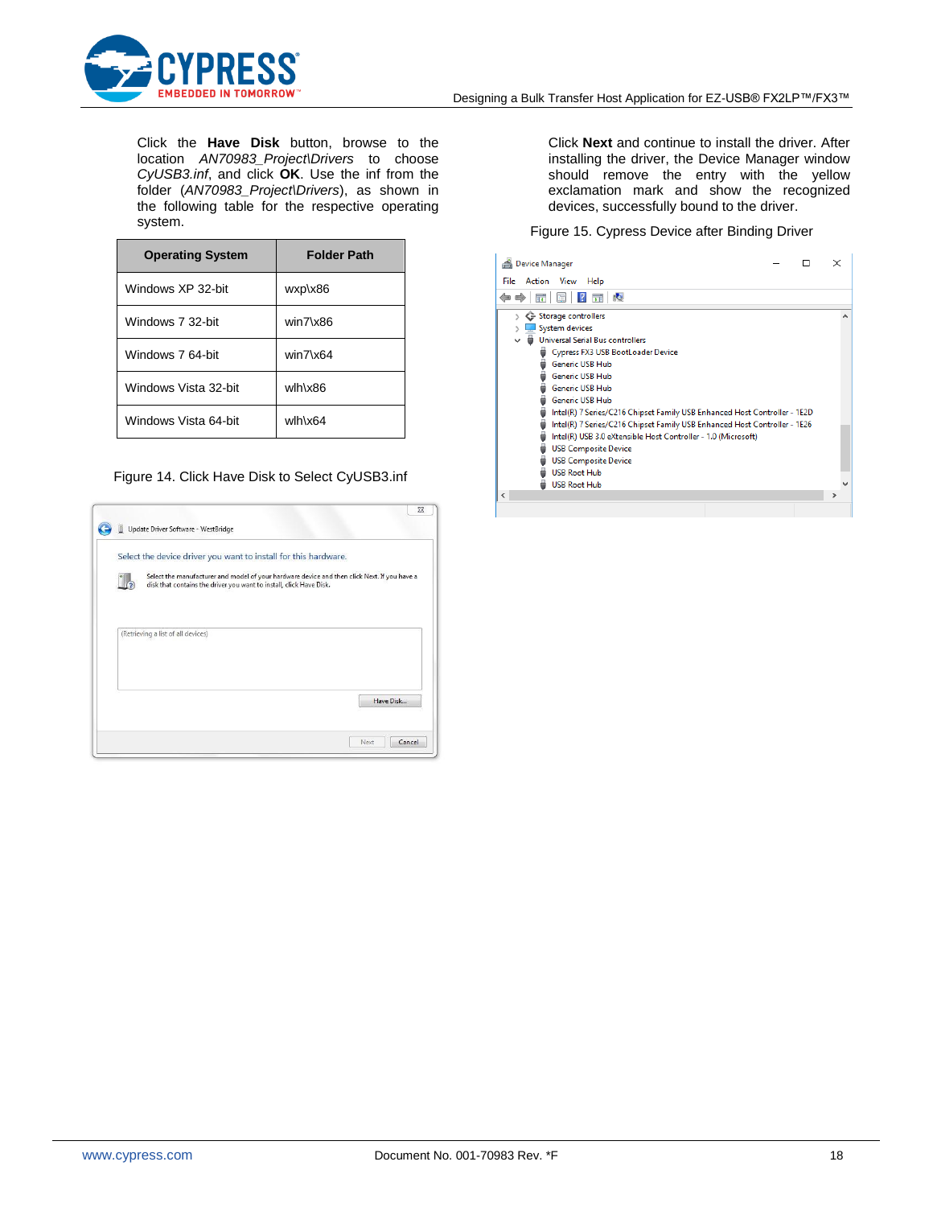Click the **Have Disk** button, browse to the location *AN70983_Project\Drivers* to choose *CyUSB3.inf*, and click **OK**. Use the inf from the folder (*AN70983_Project\Drivers*), as shown in the following table for the respective operating system.

| Operating System | Folder Path |
|---|---|
| Windows XP 32-bit | wxp\x86 |
| Windows 7 32-bit | win7\x86 |
| Windows 7 64-bit | win7\x64 |
| Windows Vista 32-bit | wlh\x86 |
| Windows Vista 64-bit | wlh\x64 |

Figure 14. Click Have Disk to Select CyUSB3.inf

Click **Next** and continue to install the driver. After installing the driver, the Device Manager window should remove the entry with the yellow exclamation mark and show the recognized devices, successfully bound to the driver.

Figure 15. Cypress Device after Binding Driver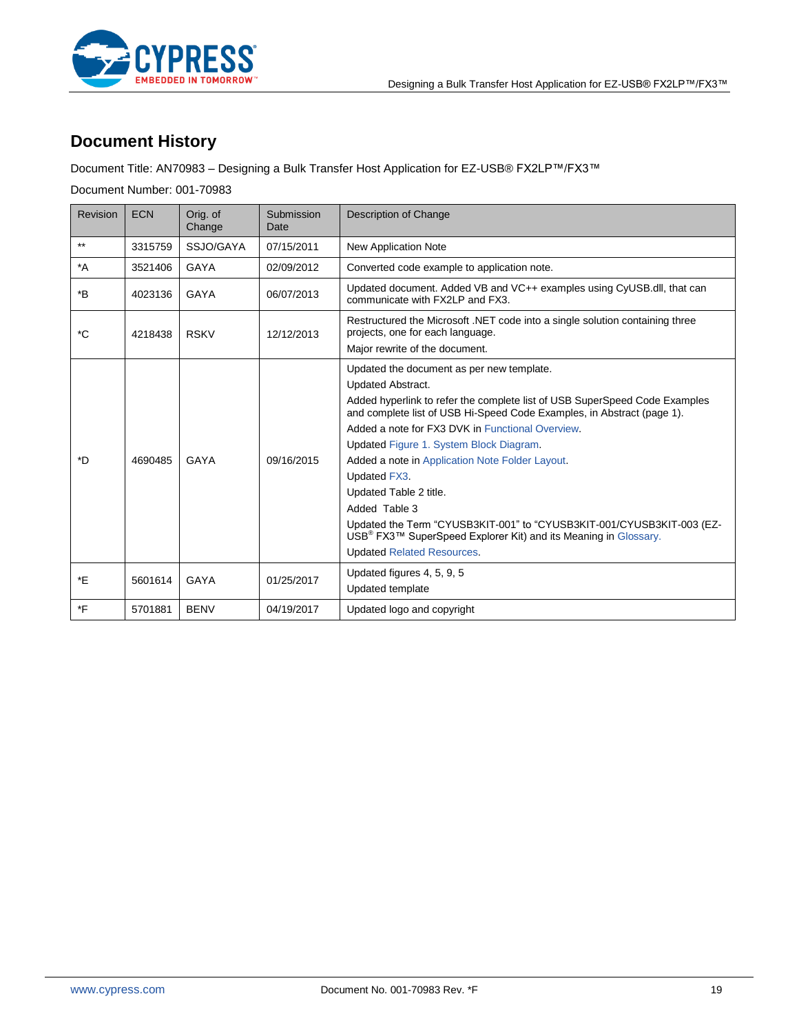# Document History

Document Title: AN70983 – Designing a Bulk Transfer Host Application for EZ-USB® FX2LP™/FX3™

Document Number: 001-70983

| Revision | ECN | Orig. of Change | Submission Date | Description of Change |
|---|---|---|---|---|
| ** | 3315759 | SSJO/GAYA | 07/15/2011 | New Application Note |
| *A | 3521406 | GAYA | 02/09/2012 | Converted code example to application note. |
| *B | 4023136 | GAYA | 06/07/2013 | Updated document. Added VB and VC++ examples using CyUSB.dll, that can communicate with FX2LP and FX3. |
| *C | 4218438 | RSKV | 12/12/2013 | Restructured the Microsoft .NET code into a single solution containing three projects, one for each language.<br>Major rewrite of the document. |
| *D | 4690485 | GAYA | 09/16/2015 | Updated the document as per new template.<br>Updated Abstract.<br>Added hyperlink to refer the complete list of USB SuperSpeed Code Examples and complete list of USB Hi-Speed Code Examples, in Abstract (page 1).<br>Added a note for FX3 DVK in Functional Overview.<br>Updated Figure 1. System Block Diagram.<br>Added a note in Application Note Folder Layout.<br>Updated FX3.<br>Updated Table 2 title.<br>Added Table 3<br>Updated the Term "CYUSB3KIT-001" to "CYUSB3KIT-001/CYUSB3KIT-003 (EZ-USB® FX3™ SuperSpeed Explorer Kit) and its Meaning in Glossary.<br>Updated Related Resources. |
| *E | 5601614 | GAYA | 01/25/2017 | Updated figures 4, 5, 9, 5<br>Updated template |
| *F | 5701881 | BENV | 04/19/2017 | Updated logo and copyright |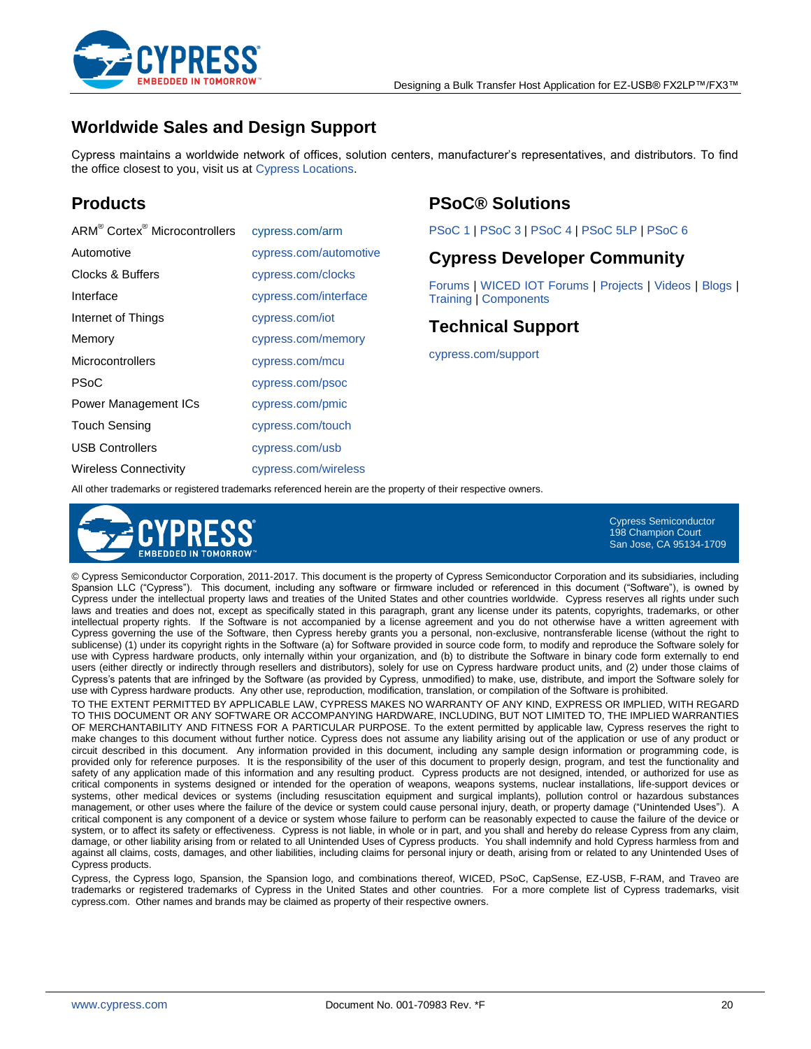## Worldwide Sales and Design Support

Cypress maintains a worldwide network of offices, solution centers, manufacturer's representatives, and distributors. To find the office closest to you, visit us at Cypress Locations.

## Products

| | |
|---|---|
| ARM® Cortex® Microcontrollers | cypress.com/arm |
| Automotive | cypress.com/automotive |
| Clocks & Buffers | cypress.com/clocks |
| Interface | cypress.com/interface |
| Internet of Things | cypress.com/iot |
| Memory | cypress.com/memory |
| Microcontrollers | cypress.com/mcu |
| PSoC | cypress.com/psoc |
| Power Management ICs | cypress.com/pmic |
| Touch Sensing | cypress.com/touch |
| USB Controllers | cypress.com/usb |
| Wireless Connectivity | cypress.com/wireless |

## PSoC® Solutions

PSoC 1 | PSoC 3 | PSoC 4 | PSoC 5LP | PSoC 6

## Cypress Developer Community

Forums | WICED IOT Forums | Projects | Videos | Blogs | Training | Components

## Technical Support

cypress.com/support

All other trademarks or registered trademarks referenced herein are the property of their respective owners.

Cypress Semiconductor
198 Champion Court
San Jose, CA 95134-1709

© Cypress Semiconductor Corporation, 2011-2017. This document is the property of Cypress Semiconductor Corporation and its subsidiaries, including Spansion LLC ("Cypress"). This document, including any software or firmware included or referenced in this document ("Software"), is owned by Cypress under the intellectual property laws and treaties of the United States and other countries worldwide. Cypress reserves all rights under such laws and treaties and does not, except as specifically stated in this paragraph, grant any license under its patents, copyrights, trademarks, or other intellectual property rights. If the Software is not accompanied by a license agreement and you do not otherwise have a written agreement with Cypress governing the use of the Software, then Cypress hereby grants you a personal, non-exclusive, nontransferable license (without the right to sublicense) (1) under its copyright rights in the Software (a) for Software provided in source code form, to modify and reproduce the Software solely for use with Cypress hardware products, only internally within your organization, and (b) to distribute the Software in binary code form externally to end users (either directly or indirectly through resellers and distributors), solely for use on Cypress hardware product units, and (2) under those claims of Cypress's patents that are infringed by the Software (as provided by Cypress, unmodified) to make, use, distribute, and import the Software solely for use with Cypress hardware products. Any other use, reproduction, modification, translation, or compilation of the Software is prohibited.

TO THE EXTENT PERMITTED BY APPLICABLE LAW, CYPRESS MAKES NO WARRANTY OF ANY KIND, EXPRESS OR IMPLIED, WITH REGARD TO THIS DOCUMENT OR ANY SOFTWARE OR ACCOMPANYING HARDWARE, INCLUDING, BUT NOT LIMITED TO, THE IMPLIED WARRANTIES OF MERCHANTABILITY AND FITNESS FOR A PARTICULAR PURPOSE. To the extent permitted by applicable law, Cypress reserves the right to make changes to this document without further notice. Cypress does not assume any liability arising out of the application or use of any product or circuit described in this document. Any information provided in this document, including any sample design information or programming code, is provided only for reference purposes. It is the responsibility of the user of this document to properly design, program, and test the functionality and safety of any application made of this information and any resulting product. Cypress products are not designed, intended, or authorized for use as critical components in systems designed or intended for the operation of weapons, weapons systems, nuclear installations, life-support devices or systems, other medical devices or systems (including resuscitation equipment and surgical implants), pollution control or hazardous substances management, or other uses where the failure of the device or system could cause personal injury, death, or property damage ("Unintended Uses"). A critical component is any component of a device or system whose failure to perform can be reasonably expected to cause the failure of the device or system, or to affect its safety or effectiveness. Cypress is not liable, in whole or in part, and you shall and hereby do release Cypress from any claim, damage, or other liability arising from or related to all Unintended Uses of Cypress products. You shall indemnify and hold Cypress harmless from and against all claims, costs, damages, and other liabilities, including claims for personal injury or death, arising from or related to any Unintended Uses of Cypress products.

Cypress, the Cypress logo, Spansion, the Spansion logo, and combinations thereof, WICED, PSoC, CapSense, EZ-USB, F-RAM, and Traveo are trademarks or registered trademarks of Cypress in the United States and other countries. For a more complete list of Cypress trademarks, visit cypress.com. Other names and brands may be claimed as property of their respective owners.